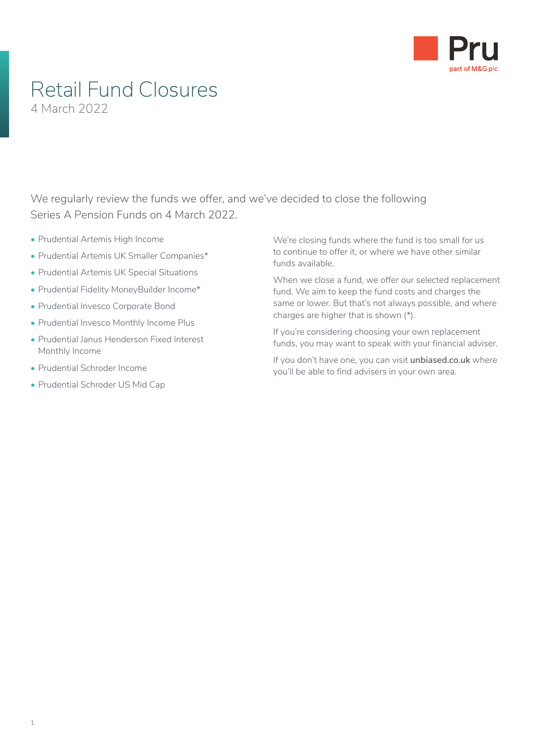# Retail Fund Closures

4 March 2022

We regularly review the funds we offer, and we've decided to close the following Series A Pension Funds on 4 March 2022.

- Prudential Artemis High Income
- Prudential Artemis UK Smaller Companies*
- Prudential Artemis UK Special Situations
- Prudential Fidelity MoneyBuilder Income*
- Prudential Invesco Corporate Bond
- Prudential Invesco Monthly Income Plus
- Prudential Janus Henderson Fixed Interest Monthly Income
- Prudential Schroder Income
- Prudential Schroder US Mid Cap

We're closing funds where the fund is too small for us to continue to offer it, or where we have other similar funds available.

When we close a fund, we offer our selected replacement fund. We aim to keep the fund costs and charges the same or lower. But that's not always possible, and where charges are higher that is shown (*).

If you're considering choosing your own replacement funds, you may want to speak with your financial adviser.

If you don't have one, you can visit **unbiased.co.uk** where you'll be able to find advisers in your own area.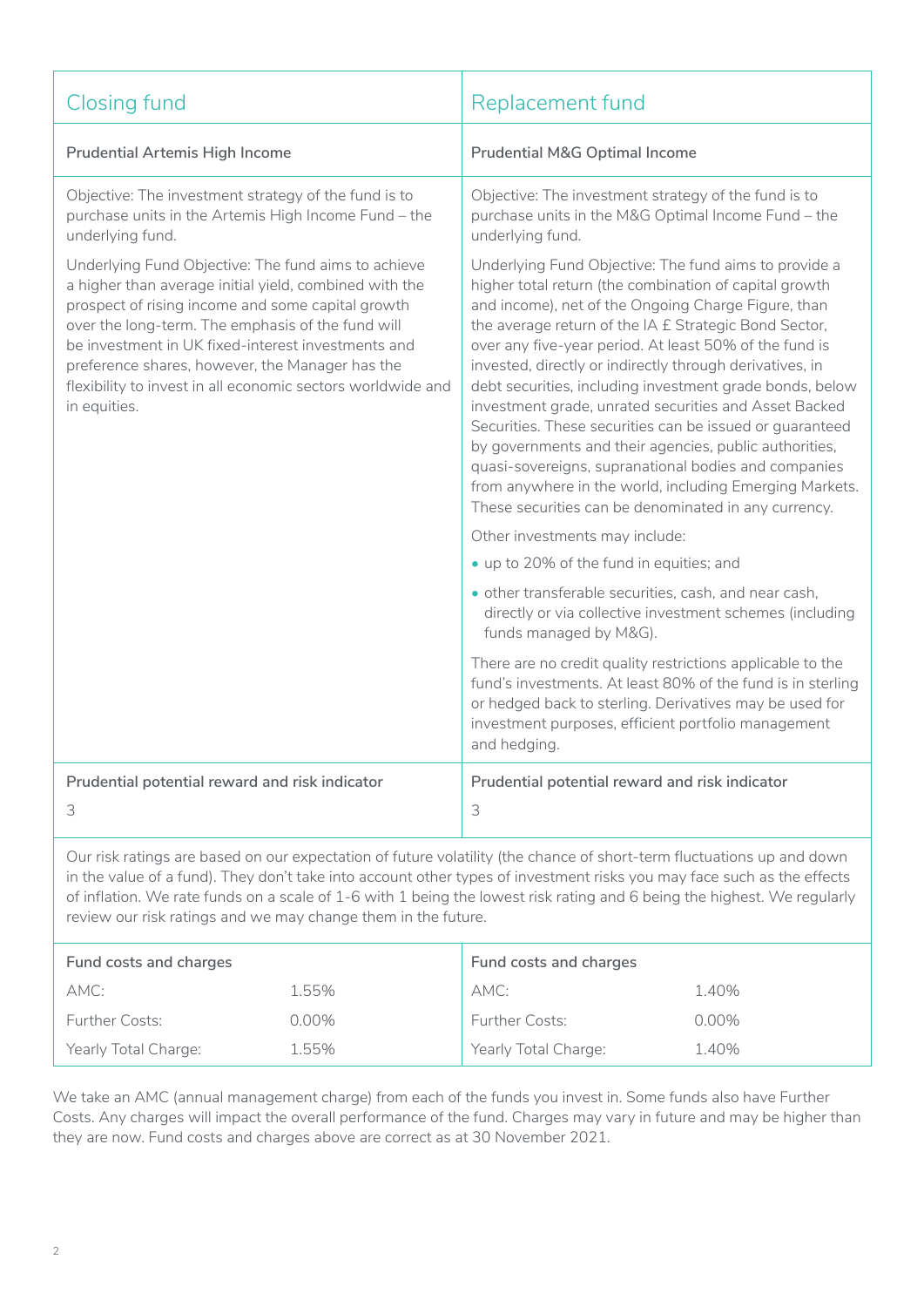| Closing fund | Replacement fund |
|---|---|
| **Prudential Artemis High Income** | **Prudential M&G Optimal Income** |
| Objective: The investment strategy of the fund is to purchase units in the Artemis High Income Fund – the underlying fund.<br><br>Underlying Fund Objective: The fund aims to achieve a higher than average initial yield, combined with the prospect of rising income and some capital growth over the long-term. The emphasis of the fund will be investment in UK fixed-interest investments and preference shares, however, the Manager has the flexibility to invest in all economic sectors worldwide and in equities. | Objective: The investment strategy of the fund is to purchase units in the M&G Optimal Income Fund – the underlying fund.<br><br>Underlying Fund Objective: The fund aims to provide a higher total return (the combination of capital growth and income), net of the Ongoing Charge Figure, than the average return of the IA £ Strategic Bond Sector, over any five-year period. At least 50% of the fund is invested, directly or indirectly through derivatives, in debt securities, including investment grade bonds, below investment grade, unrated securities and Asset Backed Securities. These securities can be issued or guaranteed by governments and their agencies, public authorities, quasi-sovereigns, supranational bodies and companies from anywhere in the world, including Emerging Markets. These securities can be denominated in any currency.<br><br>Other investments may include:<br>• up to 20% of the fund in equities; and<br>• other transferable securities, cash, and near cash, directly or via collective investment schemes (including funds managed by M&G).<br><br>There are no credit quality restrictions applicable to the fund's investments. At least 80% of the fund is in sterling or hedged back to sterling. Derivatives may be used for investment purposes, efficient portfolio management and hedging. |
| **Prudential potential reward and risk indicator**<br>3 | **Prudential potential reward and risk indicator**<br>3 |

Our risk ratings are based on our expectation of future volatility (the chance of short-term fluctuations up and down in the value of a fund). They don't take into account other types of investment risks you may face such as the effects of inflation. We rate funds on a scale of 1-6 with 1 being the lowest risk rating and 6 being the highest. We regularly review our risk ratings and we may change them in the future.

| Fund costs and charges | | Fund costs and charges | |
|---|---|---|---|
| AMC: | 1.55% | AMC: | 1.40% |
| Further Costs: | 0.00% | Further Costs: | 0.00% |
| Yearly Total Charge: | 1.55% | Yearly Total Charge: | 1.40% |

We take an AMC (annual management charge) from each of the funds you invest in. Some funds also have Further Costs. Any charges will impact the overall performance of the fund. Charges may vary in future and may be higher than they are now. Fund costs and charges above are correct as at 30 November 2021.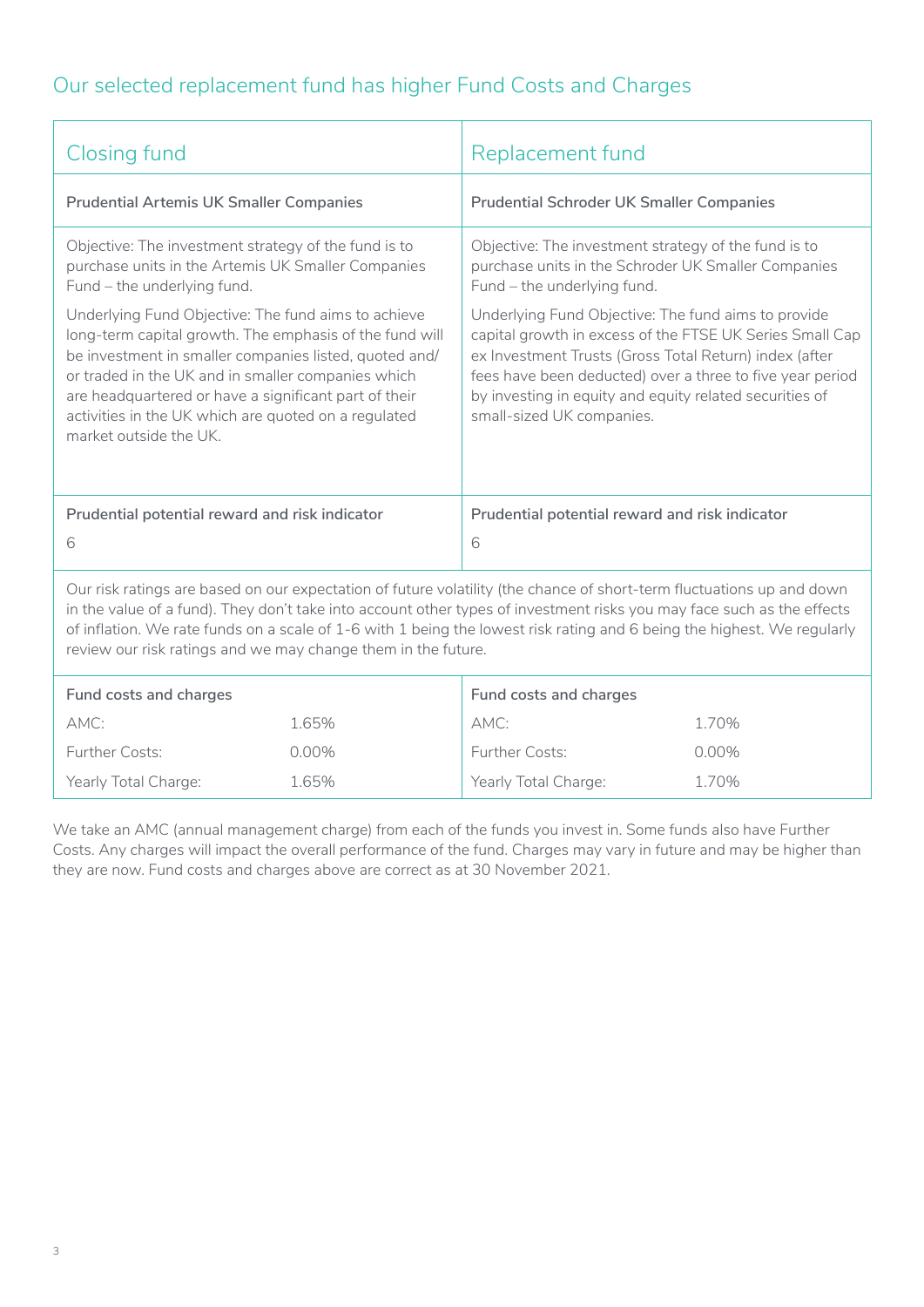## Our selected replacement fund has higher Fund Costs and Charges

| Closing fund | Replacement fund |
|---|---|
| **Prudential Artemis UK Smaller Companies** | **Prudential Schroder UK Smaller Companies** |
| Objective: The investment strategy of the fund is to purchase units in the Artemis UK Smaller Companies Fund – the underlying fund.<br><br>Underlying Fund Objective: The fund aims to achieve long-term capital growth. The emphasis of the fund will be investment in smaller companies listed, quoted and/or traded in the UK and in smaller companies which are headquartered or have a significant part of their activities in the UK which are quoted on a regulated market outside the UK. | Objective: The investment strategy of the fund is to purchase units in the Schroder UK Smaller Companies Fund – the underlying fund.<br><br>Underlying Fund Objective: The fund aims to provide capital growth in excess of the FTSE UK Series Small Cap ex Investment Trusts (Gross Total Return) index (after fees have been deducted) over a three to five year period by investing in equity and equity related securities of small-sized UK companies. |
| **Prudential potential reward and risk indicator**<br>6 | **Prudential potential reward and risk indicator**<br>6 |

Our risk ratings are based on our expectation of future volatility (the chance of short-term fluctuations up and down in the value of a fund). They don't take into account other types of investment risks you may face such as the effects of inflation. We rate funds on a scale of 1-6 with 1 being the lowest risk rating and 6 being the highest. We regularly review our risk ratings and we may change them in the future.

| Fund costs and charges | | Fund costs and charges | |
|---|---|---|---|
| AMC: | 1.65% | AMC: | 1.70% |
| Further Costs: | 0.00% | Further Costs: | 0.00% |
| Yearly Total Charge: | 1.65% | Yearly Total Charge: | 1.70% |

We take an AMC (annual management charge) from each of the funds you invest in. Some funds also have Further Costs. Any charges will impact the overall performance of the fund. Charges may vary in future and may be higher than they are now. Fund costs and charges above are correct as at 30 November 2021.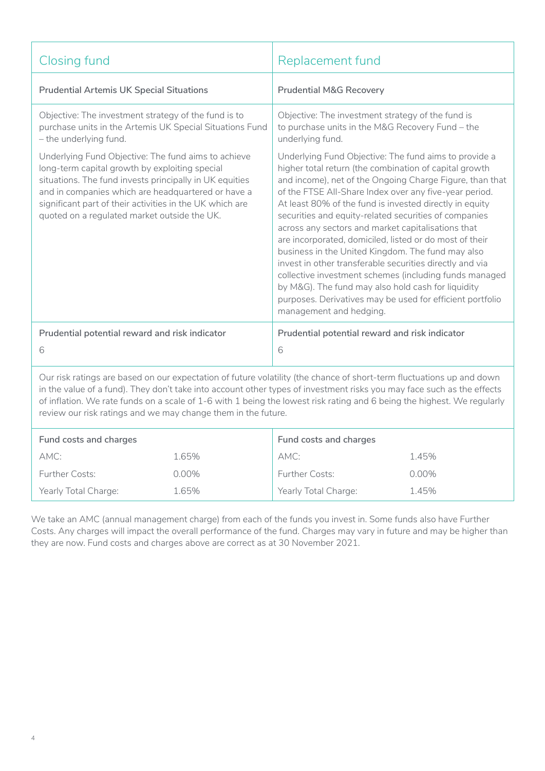| Closing fund | Replacement fund |
| --- | --- |
| **Prudential Artemis UK Special Situations** | **Prudential M&G Recovery** |
| Objective: The investment strategy of the fund is to purchase units in the Artemis UK Special Situations Fund – the underlying fund.<br><br>Underlying Fund Objective: The fund aims to achieve long-term capital growth by exploiting special situations. The fund invests principally in UK equities and in companies which are headquartered or have a significant part of their activities in the UK which are quoted on a regulated market outside the UK. | Objective: The investment strategy of the fund is to purchase units in the M&G Recovery Fund – the underlying fund.<br><br>Underlying Fund Objective: The fund aims to provide a higher total return (the combination of capital growth and income), net of the Ongoing Charge Figure, than that of the FTSE All-Share Index over any five-year period. At least 80% of the fund is invested directly in equity securities and equity-related securities of companies across any sectors and market capitalisations that are incorporated, domiciled, listed or do most of their business in the United Kingdom. The fund may also invest in other transferable securities directly and via collective investment schemes (including funds managed by M&G). The fund may also hold cash for liquidity purposes. Derivatives may be used for efficient portfolio management and hedging. |
| **Prudential potential reward and risk indicator**<br><br>6 | **Prudential potential reward and risk indicator**<br><br>6 |

Our risk ratings are based on our expectation of future volatility (the chance of short-term fluctuations up and down in the value of a fund). They don't take into account other types of investment risks you may face such as the effects of inflation. We rate funds on a scale of 1-6 with 1 being the lowest risk rating and 6 being the highest. We regularly review our risk ratings and we may change them in the future.

| Fund costs and charges | | Fund costs and charges | |
| --- | --- | --- | --- |
| AMC: | 1.65% | AMC: | 1.45% |
| Further Costs: | 0.00% | Further Costs: | 0.00% |
| Yearly Total Charge: | 1.65% | Yearly Total Charge: | 1.45% |

We take an AMC (annual management charge) from each of the funds you invest in. Some funds also have Further Costs. Any charges will impact the overall performance of the fund. Charges may vary in future and may be higher than they are now. Fund costs and charges above are correct as at 30 November 2021.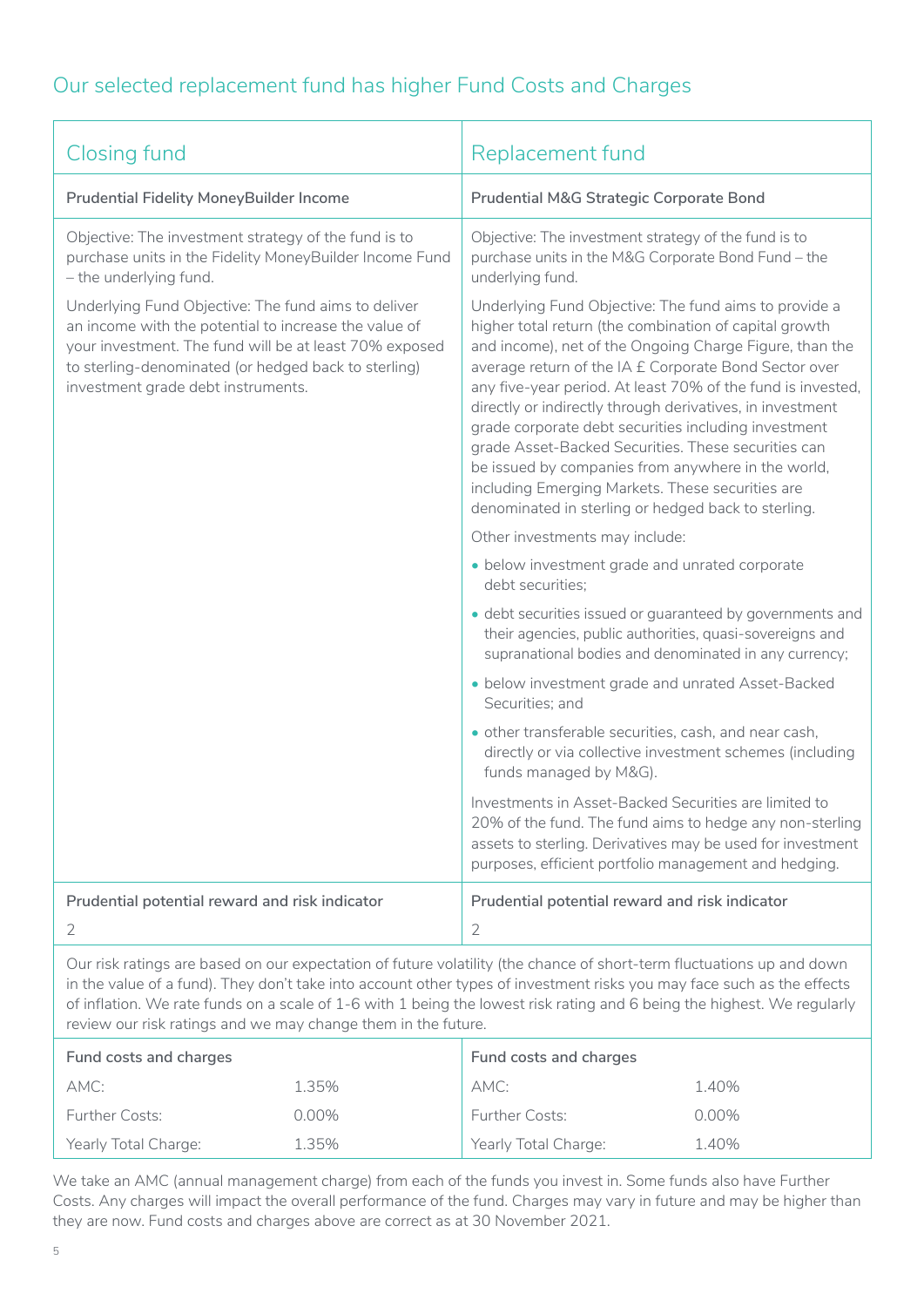## Our selected replacement fund has higher Fund Costs and Charges

| Closing fund | Replacement fund |
|---|---|
| **Prudential Fidelity MoneyBuilder Income** | **Prudential M&G Strategic Corporate Bond** |
| Objective: The investment strategy of the fund is to purchase units in the Fidelity MoneyBuilder Income Fund – the underlying fund.<br><br>Underlying Fund Objective: The fund aims to deliver an income with the potential to increase the value of your investment. The fund will be at least 70% exposed to sterling-denominated (or hedged back to sterling) investment grade debt instruments. | Objective: The investment strategy of the fund is to purchase units in the M&G Corporate Bond Fund – the underlying fund.<br><br>Underlying Fund Objective: The fund aims to provide a higher total return (the combination of capital growth and income), net of the Ongoing Charge Figure, than the average return of the IA £ Corporate Bond Sector over any five-year period. At least 70% of the fund is invested, directly or indirectly through derivatives, in investment grade corporate debt securities including investment grade Asset-Backed Securities. These securities can be issued by companies from anywhere in the world, including Emerging Markets. These securities are denominated in sterling or hedged back to sterling.<br><br>Other investments may include:<br>• below investment grade and unrated corporate debt securities;<br>• debt securities issued or guaranteed by governments and their agencies, public authorities, quasi-sovereigns and supranational bodies and denominated in any currency;<br>• below investment grade and unrated Asset-Backed Securities; and<br>• other transferable securities, cash, and near cash, directly or via collective investment schemes (including funds managed by M&G).<br><br>Investments in Asset-Backed Securities are limited to 20% of the fund. The fund aims to hedge any non-sterling assets to sterling. Derivatives may be used for investment purposes, efficient portfolio management and hedging. |
| **Prudential potential reward and risk indicator**<br>2 | **Prudential potential reward and risk indicator**<br>2 |

Our risk ratings are based on our expectation of future volatility (the chance of short-term fluctuations up and down in the value of a fund). They don't take into account other types of investment risks you may face such as the effects of inflation. We rate funds on a scale of 1-6 with 1 being the lowest risk rating and 6 being the highest. We regularly review our risk ratings and we may change them in the future.

| **Fund costs and charges** | | **Fund costs and charges** | |
|---|---|---|---|
| AMC: | 1.35% | AMC: | 1.40% |
| Further Costs: | 0.00% | Further Costs: | 0.00% |
| Yearly Total Charge: | 1.35% | Yearly Total Charge: | 1.40% |

We take an AMC (annual management charge) from each of the funds you invest in. Some funds also have Further Costs. Any charges will impact the overall performance of the fund. Charges may vary in future and may be higher than they are now. Fund costs and charges above are correct as at 30 November 2021.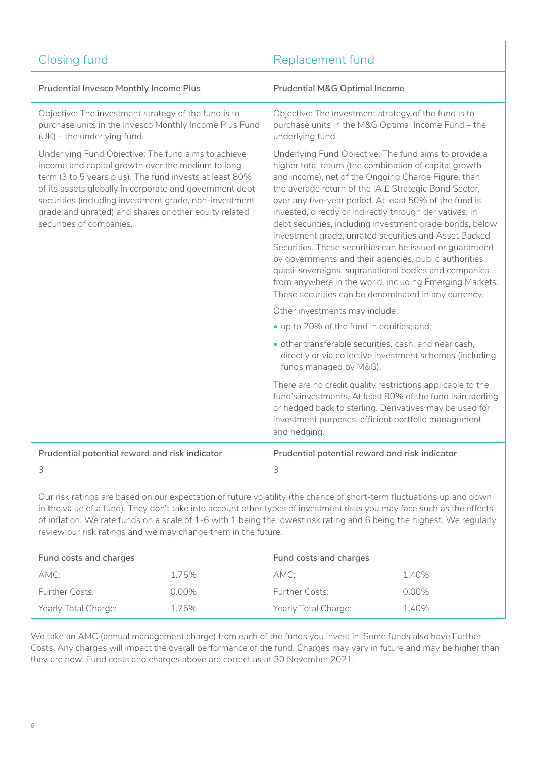| Closing fund | Replacement fund |
|---|---|
| **Prudential Invesco Monthly Income Plus** | **Prudential M&G Optimal Income** |
| Objective: The investment strategy of the fund is to purchase units in the Invesco Monthly Income Plus Fund (UK) – the underlying fund.<br><br>Underlying Fund Objective: The fund aims to achieve income and capital growth over the medium to long term (3 to 5 years plus). The fund invests at least 80% of its assets globally in corporate and government debt securities (including investment grade, non-investment grade and unrated) and shares or other equity related securities of companies. | Objective: The investment strategy of the fund is to purchase units in the M&G Optimal Income Fund – the underlying fund.<br><br>Underlying Fund Objective: The fund aims to provide a higher total return (the combination of capital growth and income), net of the Ongoing Charge Figure, than the average return of the IA £ Strategic Bond Sector, over any five-year period. At least 50% of the fund is invested, directly or indirectly through derivatives, in debt securities, including investment grade bonds, below investment grade, unrated securities and Asset Backed Securities. These securities can be issued or guaranteed by governments and their agencies, public authorities, quasi-sovereigns, supranational bodies and companies from anywhere in the world, including Emerging Markets. These securities can be denominated in any currency.<br><br>Other investments may include:<br>• up to 20% of the fund in equities; and<br>• other transferable securities, cash, and near cash, directly or via collective investment schemes (including funds managed by M&G).<br><br>There are no credit quality restrictions applicable to the fund's investments. At least 80% of the fund is in sterling or hedged back to sterling. Derivatives may be used for investment purposes, efficient portfolio management and hedging. |
| **Prudential potential reward and risk indicator**<br>3 | **Prudential potential reward and risk indicator**<br>3 |

Our risk ratings are based on our expectation of future volatility (the chance of short-term fluctuations up and down in the value of a fund). They don't take into account other types of investment risks you may face such as the effects of inflation. We rate funds on a scale of 1-6 with 1 being the lowest risk rating and 6 being the highest. We regularly review our risk ratings and we may change them in the future.

| Fund costs and charges | | Fund costs and charges | |
|---|---|---|---|
| AMC: | 1.75% | AMC: | 1.40% |
| Further Costs: | 0.00% | Further Costs: | 0.00% |
| Yearly Total Charge: | 1.75% | Yearly Total Charge: | 1.40% |

We take an AMC (annual management charge) from each of the funds you invest in. Some funds also have Further Costs. Any charges will impact the overall performance of the fund. Charges may vary in future and may be higher than they are now. Fund costs and charges above are correct as at 30 November 2021.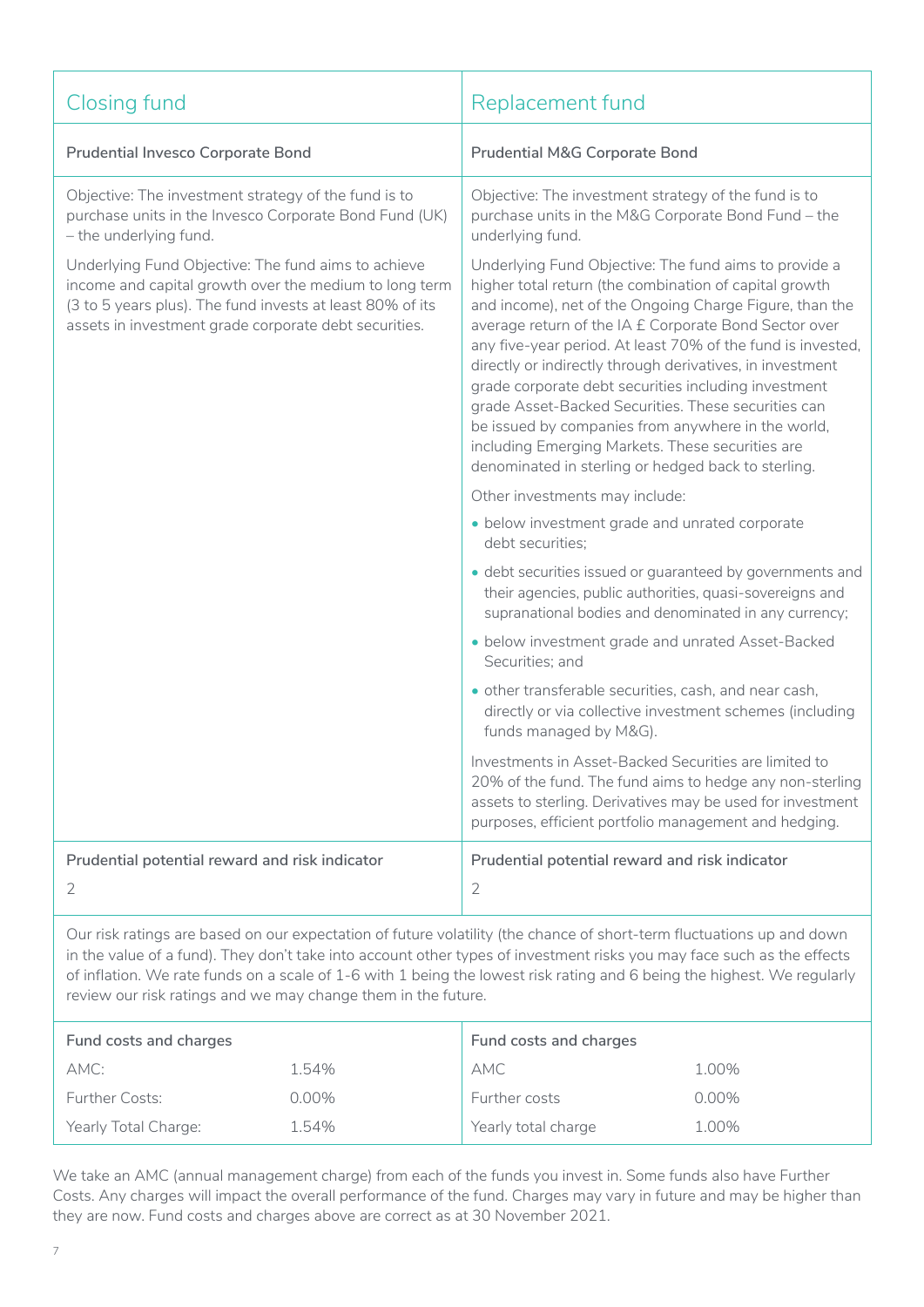| Closing fund | Replacement fund |
|---|---|
| **Prudential Invesco Corporate Bond** | **Prudential M&G Corporate Bond** |
| Objective: The investment strategy of the fund is to purchase units in the Invesco Corporate Bond Fund (UK) – the underlying fund.<br><br>Underlying Fund Objective: The fund aims to achieve income and capital growth over the medium to long term (3 to 5 years plus). The fund invests at least 80% of its assets in investment grade corporate debt securities. | Objective: The investment strategy of the fund is to purchase units in the M&G Corporate Bond Fund – the underlying fund.<br><br>Underlying Fund Objective: The fund aims to provide a higher total return (the combination of capital growth and income), net of the Ongoing Charge Figure, than the average return of the IA £ Corporate Bond Sector over any five-year period. At least 70% of the fund is invested, directly or indirectly through derivatives, in investment grade corporate debt securities including investment grade Asset-Backed Securities. These securities can be issued by companies from anywhere in the world, including Emerging Markets. These securities are denominated in sterling or hedged back to sterling.<br><br>Other investments may include:<br>• below investment grade and unrated corporate debt securities;<br>• debt securities issued or guaranteed by governments and their agencies, public authorities, quasi-sovereigns and supranational bodies and denominated in any currency;<br>• below investment grade and unrated Asset-Backed Securities; and<br>• other transferable securities, cash, and near cash, directly or via collective investment schemes (including funds managed by M&G).<br><br>Investments in Asset-Backed Securities are limited to 20% of the fund. The fund aims to hedge any non-sterling assets to sterling. Derivatives may be used for investment purposes, efficient portfolio management and hedging. |
| **Prudential potential reward and risk indicator**<br><br>2 | **Prudential potential reward and risk indicator**<br><br>2 |

Our risk ratings are based on our expectation of future volatility (the chance of short-term fluctuations up and down in the value of a fund). They don't take into account other types of investment risks you may face such as the effects of inflation. We rate funds on a scale of 1-6 with 1 being the lowest risk rating and 6 being the highest. We regularly review our risk ratings and we may change them in the future.

| Fund costs and charges | | Fund costs and charges | |
|---|---|---|---|
| AMC: | 1.54% | AMC | 1.00% |
| Further Costs: | 0.00% | Further costs | 0.00% |
| Yearly Total Charge: | 1.54% | Yearly total charge | 1.00% |

We take an AMC (annual management charge) from each of the funds you invest in. Some funds also have Further Costs. Any charges will impact the overall performance of the fund. Charges may vary in future and may be higher than they are now. Fund costs and charges above are correct as at 30 November 2021.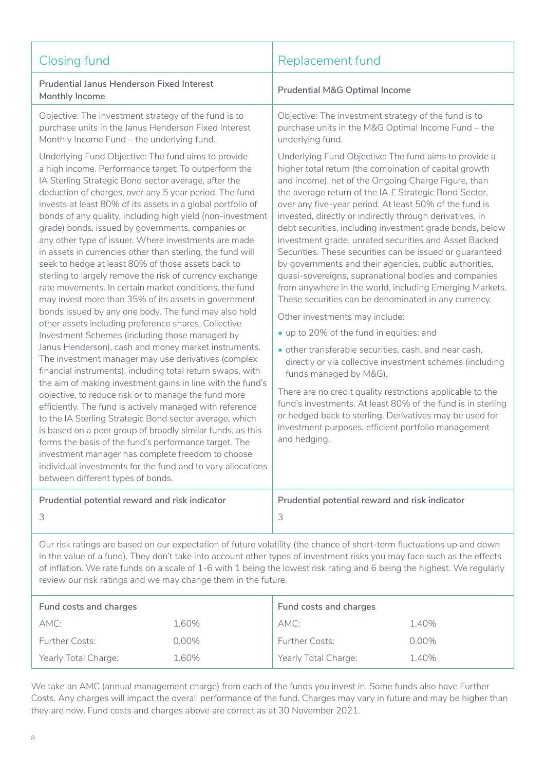| Closing fund | Replacement fund |
| --- | --- |
| **Prudential Janus Henderson Fixed Interest Monthly Income** | **Prudential M&G Optimal Income** |
| Objective: The investment strategy of the fund is to purchase units in the Janus Henderson Fixed Interest Monthly Income Fund – the underlying fund.<br><br>Underlying Fund Objective: The fund aims to provide a high income. Performance target: To outperform the IA Sterling Strategic Bond sector average, after the deduction of charges, over any 5 year period. The fund invests at least 80% of its assets in a global portfolio of bonds of any quality, including high yield (non-investment grade) bonds, issued by governments, companies or any other type of issuer. Where investments are made in assets in currencies other than sterling, the fund will seek to hedge at least 80% of those assets back to sterling to largely remove the risk of currency exchange rate movements. In certain market conditions, the fund may invest more than 35% of its assets in government bonds issued by any one body. The fund may also hold other assets including preference shares, Collective Investment Schemes (including those managed by Janus Henderson), cash and money market instruments. The investment manager may use derivatives (complex financial instruments), including total return swaps, with the aim of making investment gains in line with the fund's objective, to reduce risk or to manage the fund more efficiently. The fund is actively managed with reference to the IA Sterling Strategic Bond sector average, which is based on a peer group of broadly similar funds, as this forms the basis of the fund's performance target. The investment manager has complete freedom to choose individual investments for the fund and to vary allocations between different types of bonds. | Objective: The investment strategy of the fund is to purchase units in the M&G Optimal Income Fund – the underlying fund.<br><br>Underlying Fund Objective: The fund aims to provide a higher total return (the combination of capital growth and income), net of the Ongoing Charge Figure, than the average return of the IA £ Strategic Bond Sector, over any five-year period. At least 50% of the fund is invested, directly or indirectly through derivatives, in debt securities, including investment grade bonds, below investment grade, unrated securities and Asset Backed Securities. These securities can be issued or guaranteed by governments and their agencies, public authorities, quasi-sovereigns, supranational bodies and companies from anywhere in the world, including Emerging Markets. These securities can be denominated in any currency.<br><br>Other investments may include:<br>• up to 20% of the fund in equities; and<br>• other transferable securities, cash, and near cash, directly or via collective investment schemes (including funds managed by M&G).<br><br>There are no credit quality restrictions applicable to the fund's investments. At least 80% of the fund is in sterling or hedged back to sterling. Derivatives may be used for investment purposes, efficient portfolio management and hedging. |
| **Prudential potential reward and risk indicator**<br>3 | **Prudential potential reward and risk indicator**<br>3 |

Our risk ratings are based on our expectation of future volatility (the chance of short-term fluctuations up and down in the value of a fund). They don't take into account other types of investment risks you may face such as the effects of inflation. We rate funds on a scale of 1-6 with 1 being the lowest risk rating and 6 being the highest. We regularly review our risk ratings and we may change them in the future.

| Fund costs and charges | | Fund costs and charges | |
| --- | --- | --- | --- |
| AMC: | 1.60% | AMC: | 1.40% |
| Further Costs: | 0.00% | Further Costs: | 0.00% |
| Yearly Total Charge: | 1.60% | Yearly Total Charge: | 1.40% |

We take an AMC (annual management charge) from each of the funds you invest in. Some funds also have Further Costs. Any charges will impact the overall performance of the fund. Charges may vary in future and may be higher than they are now. Fund costs and charges above are correct as at 30 November 2021.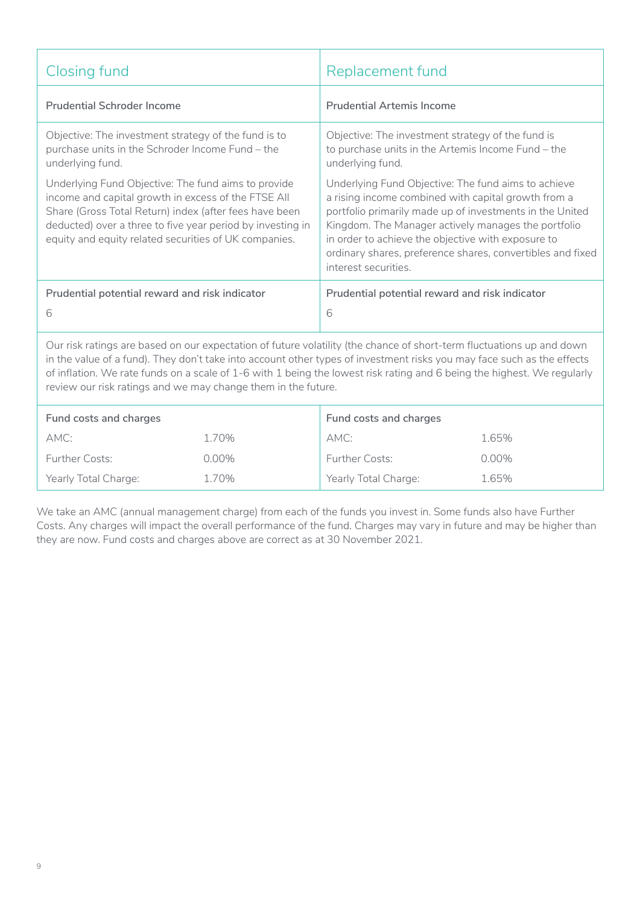| Closing fund | | Replacement fund | |
| --- | --- | --- | --- |
| **Prudential Schroder Income** | | **Prudential Artemis Income** | |
| Objective: The investment strategy of the fund is to purchase units in the Schroder Income Fund – the underlying fund.<br><br>Underlying Fund Objective: The fund aims to provide income and capital growth in excess of the FTSE All Share (Gross Total Return) index (after fees have been deducted) over a three to five year period by investing in equity and equity related securities of UK companies. | | Objective: The investment strategy of the fund is to purchase units in the Artemis Income Fund – the underlying fund.<br><br>Underlying Fund Objective: The fund aims to achieve a rising income combined with capital growth from a portfolio primarily made up of investments in the United Kingdom. The Manager actively manages the portfolio in order to achieve the objective with exposure to ordinary shares, preference shares, convertibles and fixed interest securities. | |
| **Prudential potential reward and risk indicator**<br>6 | | **Prudential potential reward and risk indicator**<br>6 | |
| Our risk ratings are based on our expectation of future volatility (the chance of short-term fluctuations up and down in the value of a fund). They don't take into account other types of investment risks you may face such as the effects of inflation. We rate funds on a scale of 1-6 with 1 being the lowest risk rating and 6 being the highest. We regularly review our risk ratings and we may change them in the future. | | | |
| **Fund costs and charges** | | **Fund costs and charges** | |
| AMC: | 1.70% | AMC: | 1.65% |
| Further Costs: | 0.00% | Further Costs: | 0.00% |
| Yearly Total Charge: | 1.70% | Yearly Total Charge: | 1.65% |

We take an AMC (annual management charge) from each of the funds you invest in. Some funds also have Further Costs. Any charges will impact the overall performance of the fund. Charges may vary in future and may be higher than they are now. Fund costs and charges above are correct as at 30 November 2021.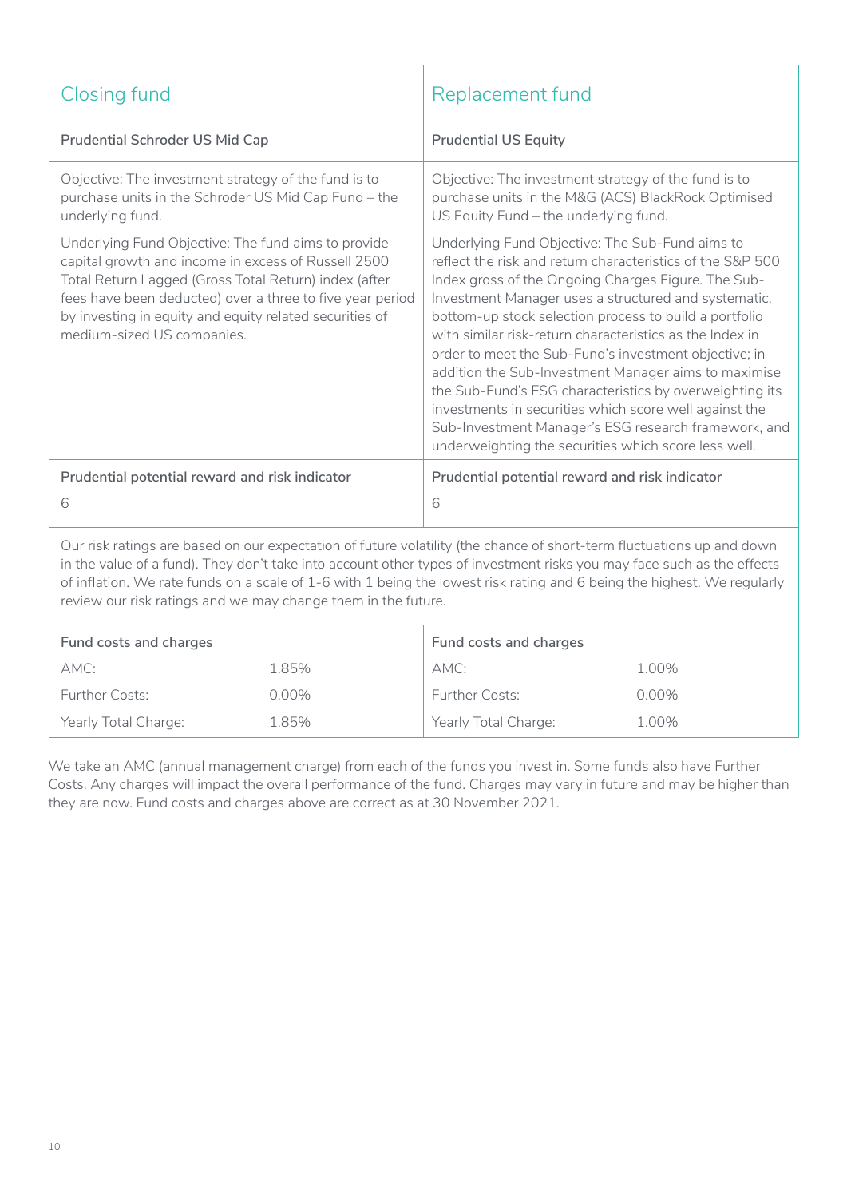| Closing fund | Replacement fund |
|---|---|
| **Prudential Schroder US Mid Cap** | **Prudential US Equity** |
| Objective: The investment strategy of the fund is to purchase units in the Schroder US Mid Cap Fund – the underlying fund.<br><br>Underlying Fund Objective: The fund aims to provide capital growth and income in excess of Russell 2500 Total Return Lagged (Gross Total Return) index (after fees have been deducted) over a three to five year period by investing in equity and equity related securities of medium-sized US companies. | Objective: The investment strategy of the fund is to purchase units in the M&G (ACS) BlackRock Optimised US Equity Fund – the underlying fund.<br><br>Underlying Fund Objective: The Sub-Fund aims to reflect the risk and return characteristics of the S&P 500 Index gross of the Ongoing Charges Figure. The Sub-Investment Manager uses a structured and systematic, bottom-up stock selection process to build a portfolio with similar risk-return characteristics as the Index in order to meet the Sub-Fund's investment objective; in addition the Sub-Investment Manager aims to maximise the Sub-Fund's ESG characteristics by overweighting its investments in securities which score well against the Sub-Investment Manager's ESG research framework, and underweighting the securities which score less well. |
| **Prudential potential reward and risk indicator**<br>6 | **Prudential potential reward and risk indicator**<br>6 |

Our risk ratings are based on our expectation of future volatility (the chance of short-term fluctuations up and down in the value of a fund). They don't take into account other types of investment risks you may face such as the effects of inflation. We rate funds on a scale of 1-6 with 1 being the lowest risk rating and 6 being the highest. We regularly review our risk ratings and we may change them in the future.

| Fund costs and charges | | Fund costs and charges | |
|---|---|---|---|
| AMC: | 1.85% | AMC: | 1.00% |
| Further Costs: | 0.00% | Further Costs: | 0.00% |
| Yearly Total Charge: | 1.85% | Yearly Total Charge: | 1.00% |

We take an AMC (annual management charge) from each of the funds you invest in. Some funds also have Further Costs. Any charges will impact the overall performance of the fund. Charges may vary in future and may be higher than they are now. Fund costs and charges above are correct as at 30 November 2021.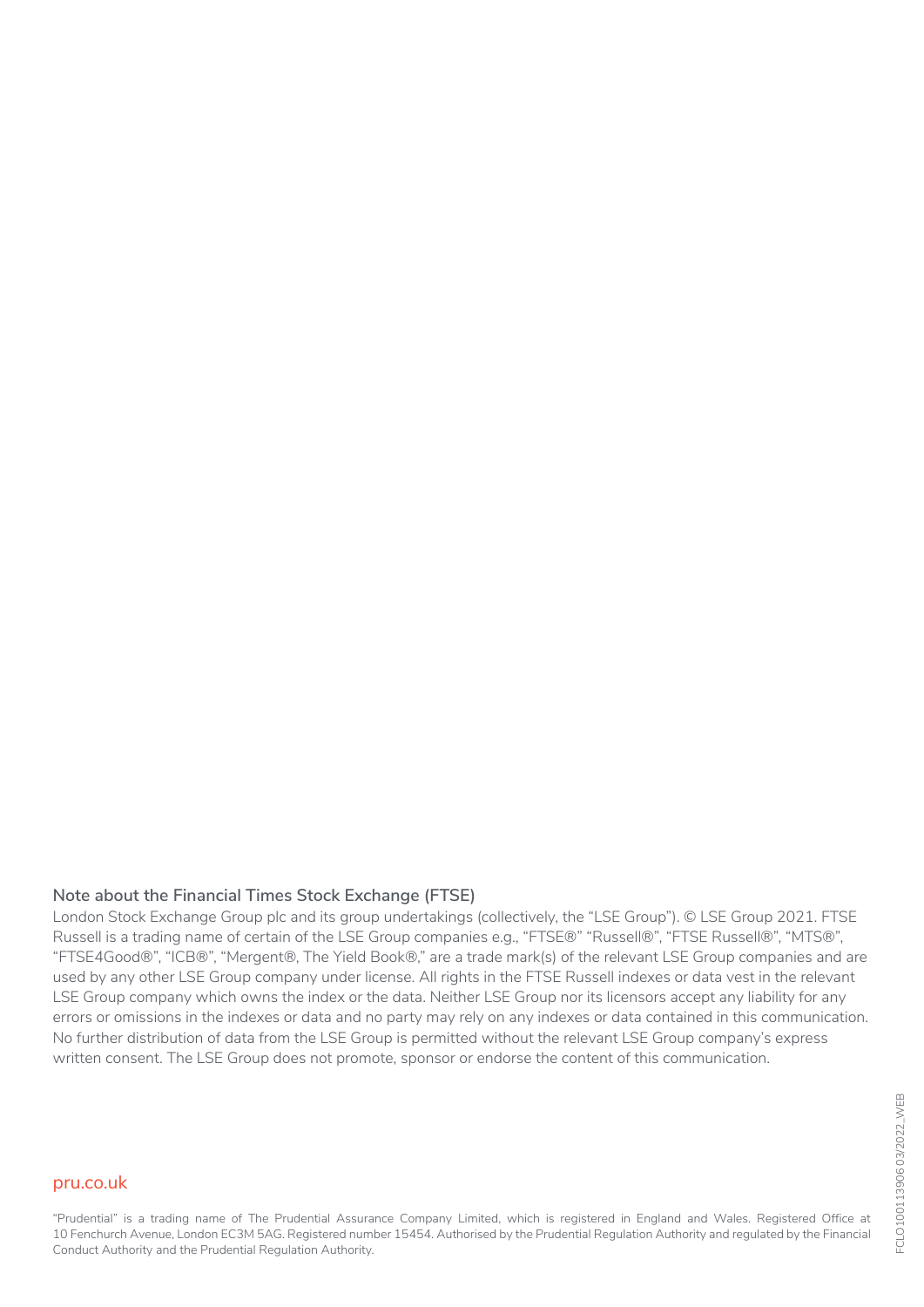### Note about the Financial Times Stock Exchange (FTSE)

London Stock Exchange Group plc and its group undertakings (collectively, the "LSE Group"). © LSE Group 2021. FTSE Russell is a trading name of certain of the LSE Group companies e.g., "FTSE®" "Russell®", "FTSE Russell®", "MTS®", "FTSE4Good®", "ICB®", "Mergent®, The Yield Book®," are a trade mark(s) of the relevant LSE Group companies and are used by any other LSE Group company under license. All rights in the FTSE Russell indexes or data vest in the relevant LSE Group company which owns the index or the data. Neither LSE Group nor its licensors accept any liability for any errors or omissions in the indexes or data and no party may rely on any indexes or data contained in this communication. No further distribution of data from the LSE Group is permitted without the relevant LSE Group company's express written consent. The LSE Group does not promote, sponsor or endorse the content of this communication.

pru.co.uk

"Prudential" is a trading name of The Prudential Assurance Company Limited, which is registered in England and Wales. Registered Office at 10 Fenchurch Avenue, London EC3M 5AG. Registered number 15454. Authorised by the Prudential Regulation Authority and regulated by the Financial Conduct Authority and the Prudential Regulation Authority.

FCLO100113906 03/2022_WEB